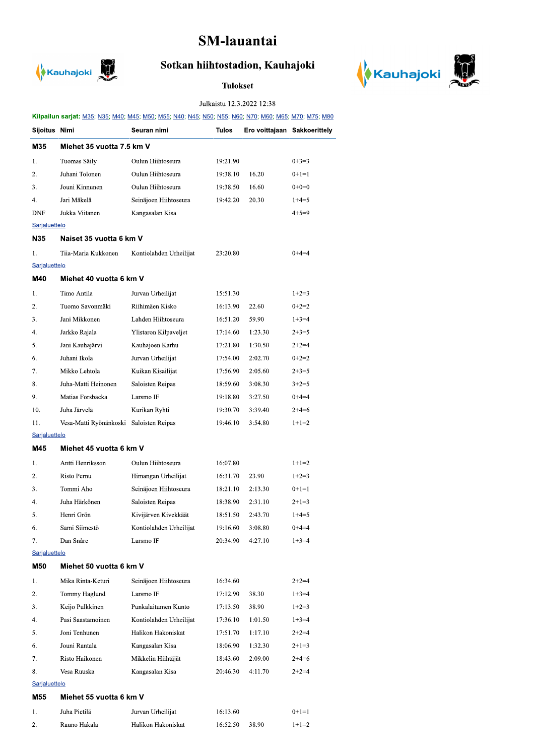# SM-lauantai

## Sotkan hiihtostadion, Kauhajoki

### Tulokset

Julkaistu 12.3.2022 12:38

**Kilpailun sarjat:** M35; N35; M40; M45; M50; M55; N40; N45; N50; N55; N60; N70; M60; M65; M70; M75; M80

| Sijoitus | Nimi | Seuran nimi | Tulos | Ero voittajaan | Sakkoerittely |
|---|---|---|---|---|---|
| **M35** | **Miehet 35 vuotta 7.5 km V** | | | | |
| 1. | Tuomas Säily | Oulun Hiihtoseura | 19:21.90 | | 0+3=3 |
| 2. | Juhani Tolonen | Oulun Hiihtoseura | 19:38.10 | 16.20 | 0+1=1 |
| 3. | Jouni Kinnunen | Oulun Hiihtoseura | 19:38.50 | 16.60 | 0+0=0 |
| 4. | Jari Mäkelä | Seinäjoen Hiihtoseura | 19:42.20 | 20.30 | 1+4=5 |
| DNF | Jukka Viitanen | Kangasalan Kisa | | | 4+5=9 |
| Sarjaluettelo | | | | | |
| **N35** | **Naiset 35 vuotta 6 km V** | | | | |
| 1. | Tiia-Maria Kukkonen | Kontiolahden Urheilijat | 23:20.80 | | 0+4=4 |
| Sarjaluettelo | | | | | |
| **M40** | **Miehet 40 vuotta 6 km V** | | | | |
| 1. | Timo Antila | Jurvan Urheilijat | 15:51.30 | | 1+2=3 |
| 2. | Tuomo Savonmäki | Riihimäen Kisko | 16:13.90 | 22.60 | 0+2=2 |
| 3. | Jani Mikkonen | Lahden Hiihtoseura | 16:51.20 | 59.90 | 1+3=4 |
| 4. | Jarkko Rajala | Ylistaron Kilpaveljet | 17:14.60 | 1:23.30 | 2+3=5 |
| 5. | Jani Kauhajärvi | Kauhajoen Karhu | 17:21.80 | 1:30.50 | 2+2=4 |
| 6. | Juhani Ikola | Jurvan Urheilijat | 17:54.00 | 2:02.70 | 0+2=2 |
| 7. | Mikko Lehtola | Kuikan Kisailijat | 17:56.90 | 2:05.60 | 2+3=5 |
| 8. | Juha-Matti Heinonen | Saloisten Reipas | 18:59.60 | 3:08.30 | 3+2=5 |
| 9. | Matias Forsbacka | Larsmo IF | 19:18.80 | 3:27.50 | 0+4=4 |
| 10. | Juha Järvelä | Kurikan Ryhti | 19:30.70 | 3:39.40 | 2+4=6 |
| 11. | Vesa-Matti Ryönänkoski | Saloisten Reipas | 19:46.10 | 3:54.80 | 1+1=2 |
| Sarjaluettelo | | | | | |
| **M45** | **Miehet 45 vuotta 6 km V** | | | | |
| 1. | Antti Henriksson | Oulun Hiihtoseura | 16:07.80 | | 1+1=2 |
| 2. | Risto Pernu | Himangan Urheilijat | 16:31.70 | 23.90 | 1+2=3 |
| 3. | Tommi Aho | Seinäjoen Hiihtoseura | 18:21.10 | 2:13.30 | 0+1=1 |
| 4. | Juha Härkönen | Saloisten Reipas | 18:38.90 | 2:31.10 | 2+1=3 |
| 5. | Henri Grön | Kivijärven Kivekkäät | 18:51.50 | 2:43.70 | 1+4=5 |
| 6. | Sami Siimestö | Kontiolahden Urheilijat | 19:16.60 | 3:08.80 | 0+4=4 |
| 7. | Dan Snåre | Larsmo IF | 20:34.90 | 4:27.10 | 1+3=4 |
| Sarjaluettelo | | | | | |
| **M50** | **Miehet 50 vuotta 6 km V** | | | | |
| 1. | Mika Rinta-Keturi | Seinäjoen Hiihtoseura | 16:34.60 | | 2+2=4 |
| 2. | Tommy Haglund | Larsmo IF | 17:12.90 | 38.30 | 1+3=4 |
| 3. | Keijo Pulkkinen | Punkalaitumen Kunto | 17:13.50 | 38.90 | 1+2=3 |
| 4. | Pasi Saastamoinen | Kontiolahden Urheilijat | 17:36.10 | 1:01.50 | 1+3=4 |
| 5. | Joni Tenhunen | Halikon Hakoniskat | 17:51.70 | 1:17.10 | 2+2=4 |
| 6. | Jouni Rantala | Kangasalan Kisa | 18:06.90 | 1:32.30 | 2+1=3 |
| 7. | Risto Haikonen | Mikkelin Hiihtäjät | 18:43.60 | 2:09.00 | 2+4=6 |
| 8. | Vesa Ruuska | Kangasalan Kisa | 20:46.30 | 4:11.70 | 2+2=4 |
| Sarjaluettelo | | | | | |
| **M55** | **Miehet 55 vuotta 6 km V** | | | | |
| 1. | Juha Pietilä | Jurvan Urheilijat | 16:13.60 | | 0+1=1 |
| 2. | Rauno Hakala | Halikon Hakoniskat | 16:52.50 | 38.90 | 1+1=2 |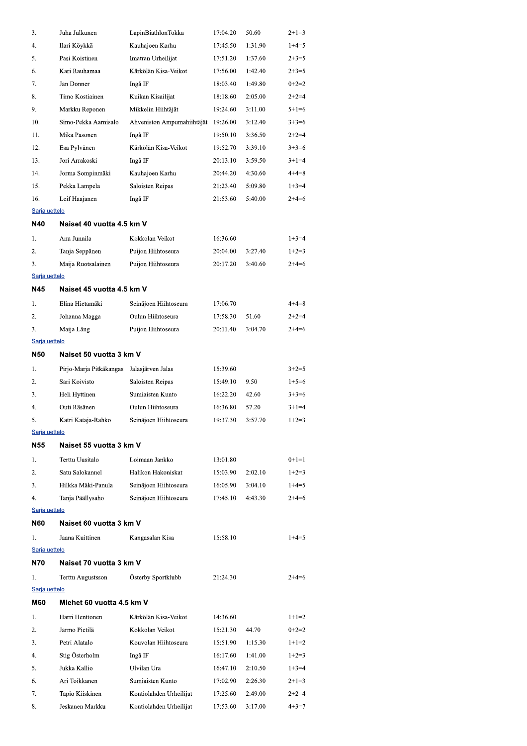| | | | | | |
|---|---|---|---|---|---|
| 3. | Juha Julkunen | LapinBiathlonTokka | 17:04.20 | 50.60 | 2+1=3 |
| 4. | Ilari Köykkä | Kauhajoen Karhu | 17:45.50 | 1:31.90 | 1+4=5 |
| 5. | Pasi Koistinen | Imatran Urheilijat | 17:51.20 | 1:37.60 | 2+3=5 |
| 6. | Kari Rauhamaa | Kärkölän Kisa-Veikot | 17:56.00 | 1:42.40 | 2+3=5 |
| 7. | Jan Donner | Ingå IF | 18:03.40 | 1:49.80 | 0+2=2 |
| 8. | Timo Kostiainen | Kuikan Kisailijat | 18:18.60 | 2:05.00 | 2+2=4 |
| 9. | Markku Reponen | Mikkelin Hiihtäjät | 19:24.60 | 3:11.00 | 5+1=6 |
| 10. | Simo-Pekka Aarnisalo | Ahveniston Ampumahiihtäjät | 19:26.00 | 3:12.40 | 3+3=6 |
| 11. | Mika Pasonen | Ingå IF | 19:50.10 | 3:36.50 | 2+2=4 |
| 12. | Esa Pylvänen | Kärkölän Kisa-Veikot | 19:52.70 | 3:39.10 | 3+3=6 |
| 13. | Jori Arrakoski | Ingå IF | 20:13.10 | 3:59.50 | 3+1=4 |
| 14. | Jorma Sompinmäki | Kauhajoen Karhu | 20:44.20 | 4:30.60 | 4+4=8 |
| 15. | Pekka Lampela | Saloisten Reipas | 21:23.40 | 5:09.80 | 1+3=4 |
| 16. | Leif Haajanen | Ingå IF | 21:53.60 | 5:40.00 | 2+4=6 |

Sarjaluettelo

### N40 Naiset 40 vuotta 4.5 km V

| | | | | | |
|---|---|---|---|---|---|
| 1. | Anu Junnila | Kokkolan Veikot | 16:36.60 | | 1+3=4 |
| 2. | Tanja Seppänen | Puijon Hiihtoseura | 20:04.00 | 3:27.40 | 1+2=3 |
| 3. | Maija Ruotsalainen | Puijon Hiihtoseura | 20:17.20 | 3:40.60 | 2+4=6 |

Sarjaluettelo

### N45 Naiset 45 vuotta 4.5 km V

| | | | | | |
|---|---|---|---|---|---|
| 1. | Elina Hietamäki | Seinäjoen Hiihtoseura | 17:06.70 | | 4+4=8 |
| 2. | Johanna Magga | Oulun Hiihtoseura | 17:58.30 | 51.60 | 2+2=4 |
| 3. | Maija Lång | Puijon Hiihtoseura | 20:11.40 | 3:04.70 | 2+4=6 |

Sarjaluettelo

### N50 Naiset 50 vuotta 3 km V

| | | | | | |
|---|---|---|---|---|---|
| 1. | Pirjo-Marja Pitkäkangas | Jalasjärven Jalas | 15:39.60 | | 3+2=5 |
| 2. | Sari Koivisto | Saloisten Reipas | 15:49.10 | 9.50 | 1+5=6 |
| 3. | Heli Hyttinen | Sumiaisten Kunto | 16:22.20 | 42.60 | 3+3=6 |
| 4. | Outi Räsänen | Oulun Hiihtoseura | 16:36.80 | 57.20 | 3+1=4 |
| 5. | Katri Kataja-Rahko | Seinäjoen Hiihtoseura | 19:37.30 | 3:57.70 | 1+2=3 |

Sarjaluettelo

### N55 Naiset 55 vuotta 3 km V

| | | | | | |
|---|---|---|---|---|---|
| 1. | Terttu Uusitalo | Loimaan Jankko | 13:01.80 | | 0+1=1 |
| 2. | Satu Salokannel | Halikon Hakoniskat | 15:03.90 | 2:02.10 | 1+2=3 |
| 3. | Hilkka Mäki-Panula | Seinäjoen Hiihtoseura | 16:05.90 | 3:04.10 | 1+4=5 |
| 4. | Tanja Päällysaho | Seinäjoen Hiihtoseura | 17:45.10 | 4:43.30 | 2+4=6 |

Sarjaluettelo

### N60 Naiset 60 vuotta 3 km V

| | | | | | |
|---|---|---|---|---|---|
| 1. | Jaana Kuittinen | Kangasalan Kisa | 15:58.10 | | 1+4=5 |

Sarjaluettelo

### N70 Naiset 70 vuotta 3 km V

| | | | | | |
|---|---|---|---|---|---|
| 1. | Terttu Augustsson | Österby Sportklubb | 21:24.30 | | 2+4=6 |

Sarjaluettelo

### M60 Miehet 60 vuotta 4.5 km V

| | | | | | |
|---|---|---|---|---|---|
| 1. | Harri Henttonen | Kärkölän Kisa-Veikot | 14:36.60 | | 1+1=2 |
| 2. | Jarmo Pietilä | Kokkolan Veikot | 15:21.30 | 44.70 | 0+2=2 |
| 3. | Petri Alatalo | Kouvolan Hiihtoseura | 15:51.90 | 1:15.30 | 1+1=2 |
| 4. | Stig Österholm | Ingå IF | 16:17.60 | 1:41.00 | 1+2=3 |
| 5. | Jukka Kallio | Ulvilan Ura | 16:47.10 | 2:10.50 | 1+3=4 |
| 6. | Ari Toikkanen | Sumiaisten Kunto | 17:02.90 | 2:26.30 | 2+1=3 |
| 7. | Tapio Kiiskinen | Kontiolahden Urheilijat | 17:25.60 | 2:49.00 | 2+2=4 |
| 8. | Jeskanen Markku | Kontiolahden Urheilijat | 17:53.60 | 3:17.00 | 4+3=7 |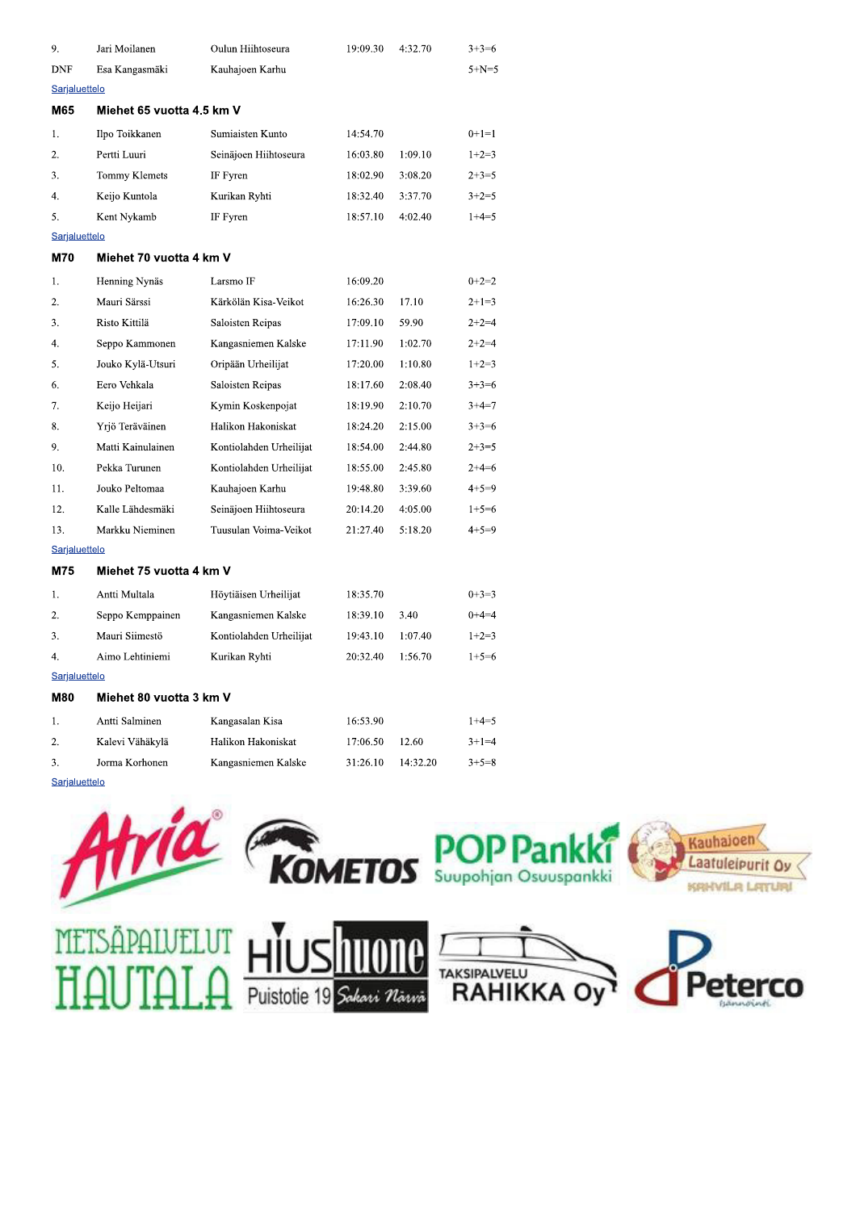| | | | | | |
|---|---|---|---|---|---|
| 9. | Jari Moilanen | Oulun Hiihtoseura | 19:09.30 | 4:32.70 | 3+3=6 |
| DNF | Esa Kangasmäki | Kauhajoen Karhu | | | 5+N=5 |

Sarjaluettelo

## M65 Miehet 65 vuotta 4.5 km V

| | | | | | |
|---|---|---|---|---|---|
| 1. | Ilpo Toikkanen | Sumiaisten Kunto | 14:54.70 | | 0+1=1 |
| 2. | Pertti Luuri | Seinäjoen Hiihtoseura | 16:03.80 | 1:09.10 | 1+2=3 |
| 3. | Tommy Klemets | IF Fyren | 18:02.90 | 3:08.20 | 2+3=5 |
| 4. | Keijo Kuntola | Kurikan Ryhti | 18:32.40 | 3:37.70 | 3+2=5 |
| 5. | Kent Nykamb | IF Fyren | 18:57.10 | 4:02.40 | 1+4=5 |

Sarjaluettelo

## M70 Miehet 70 vuotta 4 km V

| | | | | | |
|---|---|---|---|---|---|
| 1. | Henning Nynäs | Larsmo IF | 16:09.20 | | 0+2=2 |
| 2. | Mauri Särssi | Kärkölän Kisa-Veikot | 16:26.30 | 17.10 | 2+1=3 |
| 3. | Risto Kittilä | Saloisten Reipas | 17:09.10 | 59.90 | 2+2=4 |
| 4. | Seppo Kammonen | Kangasniemen Kalske | 17:11.90 | 1:02.70 | 2+2=4 |
| 5. | Jouko Kylä-Utsuri | Oripään Urheilijat | 17:20.00 | 1:10.80 | 1+2=3 |
| 6. | Eero Vehkala | Saloisten Reipas | 18:17.60 | 2:08.40 | 3+3=6 |
| 7. | Keijo Heijari | Kymin Koskenpojat | 18:19.90 | 2:10.70 | 3+4=7 |
| 8. | Yrjö Teräväinen | Halikon Hakoniskat | 18:24.20 | 2:15.00 | 3+3=6 |
| 9. | Matti Kainulainen | Kontiolahden Urheilijat | 18:54.00 | 2:44.80 | 2+3=5 |
| 10. | Pekka Turunen | Kontiolahden Urheilijat | 18:55.00 | 2:45.80 | 2+4=6 |
| 11. | Jouko Peltomaa | Kauhajoen Karhu | 19:48.80 | 3:39.60 | 4+5=9 |
| 12. | Kalle Lähdesmäki | Seinäjoen Hiihtoseura | 20:14.20 | 4:05.00 | 1+5=6 |
| 13. | Markku Nieminen | Tuusulan Voima-Veikot | 21:27.40 | 5:18.20 | 4+5=9 |

Sarjaluettelo

## M75 Miehet 75 vuotta 4 km V

| | | | | | |
|---|---|---|---|---|---|
| 1. | Antti Multala | Höytiäisen Urheilijat | 18:35.70 | | 0+3=3 |
| 2. | Seppo Kemppainen | Kangasniemen Kalske | 18:39.10 | 3.40 | 0+4=4 |
| 3. | Mauri Siimestö | Kontiolahden Urheilijat | 19:43.10 | 1:07.40 | 1+2=3 |
| 4. | Aimo Lehtiniemi | Kurikan Ryhti | 20:32.40 | 1:56.70 | 1+5=6 |

Sarjaluettelo

## M80 Miehet 80 vuotta 3 km V

| | | | | | |
|---|---|---|---|---|---|
| 1. | Antti Salminen | Kangasalan Kisa | 16:53.90 | | 1+4=5 |
| 2. | Kalevi Vähäkylä | Halikon Hakoniskat | 17:06.50 | 12.60 | 3+1=4 |
| 3. | Jorma Korhonen | Kangasniemen Kalske | 31:26.10 | 14:32.20 | 3+5=8 |

Sarjaluettelo